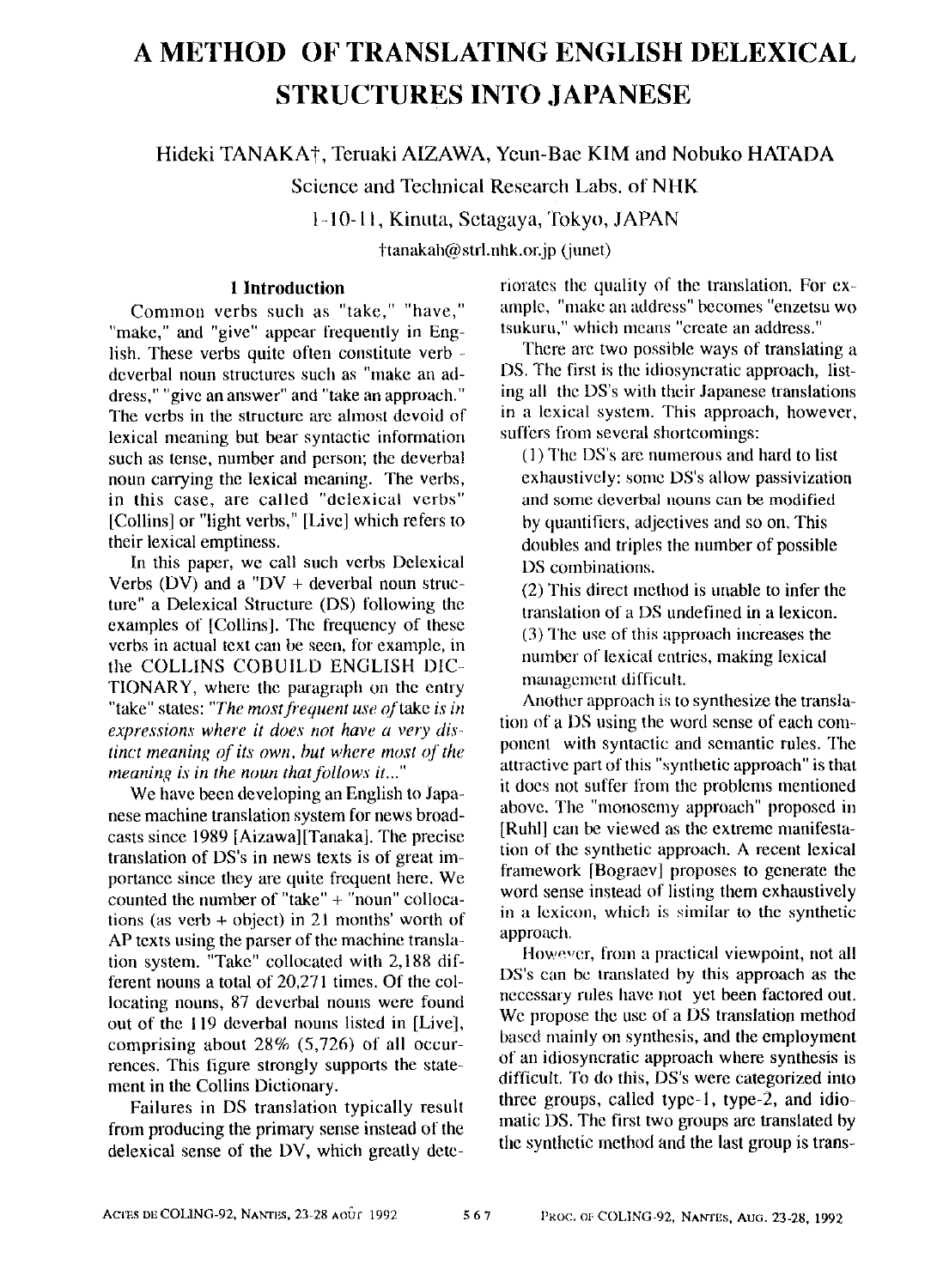# A METHOD OF TRANSLATING ENGLISH DELEXICAL STRUCTURES INTO JAPANESE

Hideki TANAKA†, Teruaki AIZAWA, Yeun-Bae KIM and Nobuko HATADA

Science and Technical Research Labs. of NHK

1-10-11, Kinuta, Setagaya, Tokyo, JAPAN

†tanakah@strl.nhk.or.jp (junet)

## 1 Introduction

Common verbs such as "take," "have," "make," and "give" appear frequently in English. These verbs quite often constitute verb - deverbal noun structures such as "make an address," "give an answer" and "take an approach." The verbs in the structure are almost devoid of lexical meaning but bear syntactic information such as tense, number and person; the deverbal noun carrying the lexical meaning. The verbs, in this case, are called "delexical verbs" [Collins] or "light verbs," [Live] which refers to their lexical emptiness.

In this paper, we call such verbs Delexical Verbs (DV) and a "DV + deverbal noun structure" a Delexical Structure (DS) following the examples of [Collins]. The frequency of these verbs in actual text can be seen, for example, in the COLLINS COBUILD ENGLISH DICTIONARY, where the paragraph on the entry "take" states: *"The most frequent use of* take *is in expressions where it does not have a very distinct meaning of its own, but where most of the meaning is in the noun that follows it..."*

We have been developing an English to Japanese machine translation system for news broadcasts since 1989 [Aizawa][Tanaka]. The precise translation of DS's in news texts is of great importance since they are quite frequent here. We counted the number of "take" + "noun" collocations (as verb + object) in 21 months' worth of AP texts using the parser of the machine translation system. "Take" collocated with 2,188 different nouns a total of 20,271 times. Of the collocating nouns, 87 deverbal nouns were found out of the 119 deverbal nouns listed in [Live], comprising about 28% (5,726) of all occurrences. This figure strongly supports the statement in the Collins Dictionary.

Failures in DS translation typically result from producing the primary sense instead of the delexical sense of the DV, which greatly deteriorates the quality of the translation. For example, "make an address" becomes "enzetsu wo tsukuru," which means "create an address."

There are two possible ways of translating a DS. The first is the idiosyncratic approach, listing all the DS's with their Japanese translations in a lexical system. This approach, however, suffers from several shortcomings:

(1) The DS's are numerous and hard to list exhaustively: some DS's allow passivization and some deverbal nouns can be modified by quantifiers, adjectives and so on. This doubles and triples the number of possible DS combinations.

(2) This direct method is unable to infer the translation of a DS undefined in a lexicon.

(3) The use of this approach increases the number of lexical entries, making lexical management difficult.

Another approach is to synthesize the translation of a DS using the word sense of each component with syntactic and semantic rules. The attractive part of this "synthetic approach" is that it does not suffer from the problems mentioned above. The "monosemy approach" proposed in [Ruhl] can be viewed as the extreme manifestation of the synthetic approach. A recent lexical framework [Bograev] proposes to generate the word sense instead of listing them exhaustively in a lexicon, which is similar to the synthetic approach.

However, from a practical viewpoint, not all DS's can be translated by this approach as the necessary rules have not yet been factored out. We propose the use of a DS translation method based mainly on synthesis, and the employment of an idiosyncratic approach where synthesis is difficult. To do this, DS's were categorized into three groups, called type-1, type-2, and idiomatic DS. The first two groups are translated by the synthetic method and the last group is trans-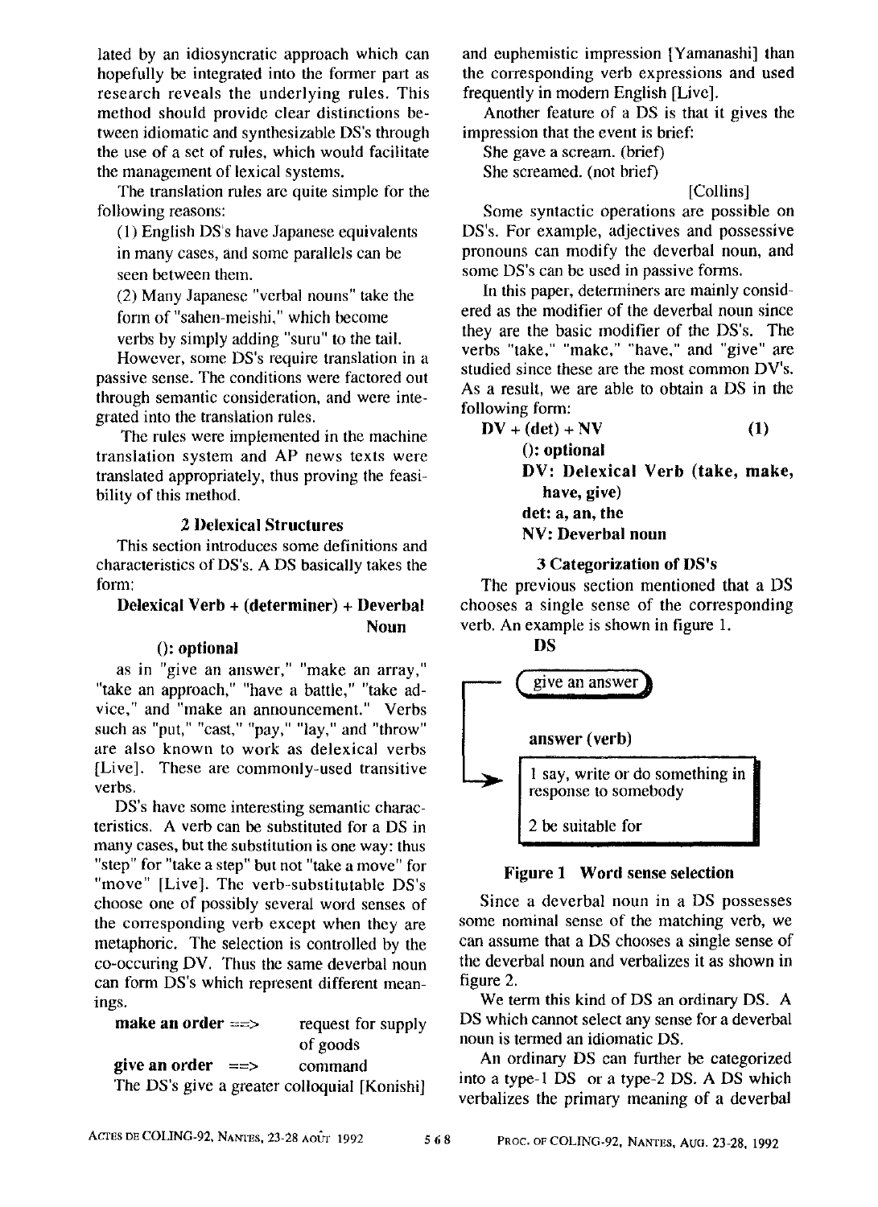lated by an idiosyncratic approach which can hopefully be integrated into the former part as research reveals the underlying rules. This method should provide clear distinctions between idiomatic and synthesizable DS's through the use of a set of rules, which would facilitate the management of lexical systems.

The translation rules are quite simple for the following reasons:

(1) English DS's have Japanese equivalents in many cases, and some parallels can be seen between them.

(2) Many Japanese "verbal nouns" take the form of "sahen-meishi," which become verbs by simply adding "suru" to the tail.

However, some DS's require translation in a passive sense. The conditions were factored out through semantic consideration, and were integrated into the translation rules.

The rules were implemented in the machine translation system and AP news texts were translated appropriately, thus proving the feasibility of this method.

## 2 Delexical Structures

This section introduces some definitions and characteristics of DS's. A DS basically takes the form:

**Delexical Verb + (determiner) + Deverbal Noun**

**(): optional**

as in "give an answer," "make an array," "take an approach," "have a battle," "take advice," and "make an announcement." Verbs such as "put," "cast," "pay," "lay," and "throw" are also known to work as delexical verbs [Live]. These are commonly-used transitive verbs.

DS's have some interesting semantic characteristics. A verb can be substituted for a DS in many cases, but the substitution is one way: thus "step" for "take a step" but not "take a move" for "move" [Live]. The verb-substitutable DS's choose one of possibly several word senses of the corresponding verb except when they are metaphoric. The selection is controlled by the co-occuring DV. Thus the same deverbal noun can form DS's which represent different meanings.

**make an order** ==> request for supply of goods
**give an order** ==> command

The DS's give a greater colloquial [Konishi] and euphemistic impression [Yamanashi] than the corresponding verb expressions and used frequently in modern English [Live].

Another feature of a DS is that it gives the impression that the event is brief:

She gave a scream. (brief)
She screamed. (not brief)

[Collins]

Some syntactic operations are possible on DS's. For example, adjectives and possessive pronouns can modify the deverbal noun, and some DS's can be used in passive forms.

In this paper, determiners are mainly considered as the modifier of the deverbal noun since they are the basic modifier of the DS's. The verbs "take," "make," "have," and "give" are studied since these are the most common DV's. As a result, we are able to obtain a DS in the following form:

**DV + (det) + NV** **(1)**

**(): optional**
**DV: Delexical Verb (take, make, have, give)**
**det: a, an, the**
**NV: Deverbal noun**

## 3 Categorization of DS's

The previous section mentioned that a DS chooses a single sense of the corresponding verb. An example is shown in figure 1.

**DS**

give an answer

**answer (verb)**

1 say, write or do something in response to somebody

2 be suitable for

**Figure 1 Word sense selection**

Since a deverbal noun in a DS possesses some nominal sense of the matching verb, we can assume that a DS chooses a single sense of the deverbal noun and verbalizes it as shown in figure 2.

We term this kind of DS an ordinary DS. A DS which cannot select any sense for a deverbal noun is termed an idiomatic DS.

An ordinary DS can further be categorized into a type-1 DS or a type-2 DS. A DS which verbalizes the primary meaning of a deverbal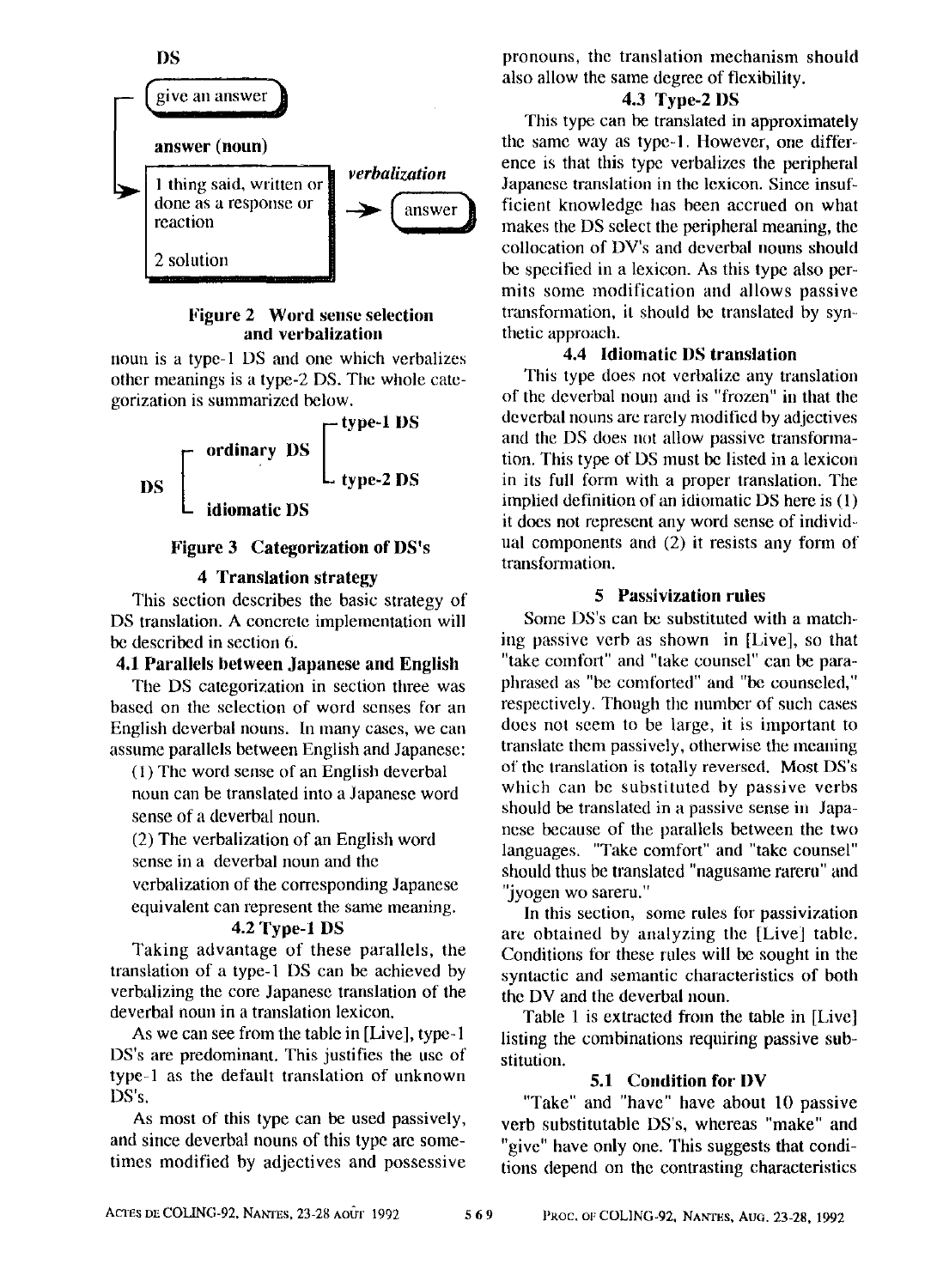DS

give an answer

answer (noun)

1 thing said, written or done as a response or reaction

2 solution

*verbalization*

answer

**Figure 2 Word sense selection and verbalization**

noun is a type-1 DS and one which verbalizes other meanings is a type-2 DS. The whole categorization is summarized below.

```
        ┌ ordinary DS ┌ type-1 DS
DS      │             └ type-2 DS
        └ idiomatic DS
```

**Figure 3 Categorization of DS's**

## 4 Translation strategy

This section describes the basic strategy of DS translation. A concrete implementation will be described in section 6.

### 4.1 Parallels between Japanese and English

The DS categorization in section three was based on the selection of word senses for an English deverbal nouns. In many cases, we can assume parallels between English and Japanese:

(1) The word sense of an English deverbal noun can be translated into a Japanese word sense of a deverbal noun.

(2) The verbalization of an English word sense in a deverbal noun and the verbalization of the corresponding Japanese equivalent can represent the same meaning.

### 4.2 Type-1 DS

Taking advantage of these parallels, the translation of a type-1 DS can be achieved by verbalizing the core Japanese translation of the deverbal noun in a translation lexicon.

As we can see from the table in [Live], type-1 DS's are predominant. This justifies the use of type-1 as the default translation of unknown DS's.

As most of this type can be used passively, and since deverbal nouns of this type are sometimes modified by adjectives and possessive pronouns, the translation mechanism should also allow the same degree of flexibility.

### 4.3 Type-2 DS

This type can be translated in approximately the same way as type-1. However, one difference is that this type verbalizes the peripheral Japanese translation in the lexicon. Since insufficient knowledge has been accrued on what makes the DS select the peripheral meaning, the collocation of DV's and deverbal nouns should be specified in a lexicon. As this type also permits some modification and allows passive transformation, it should be translated by synthetic approach.

### 4.4 Idiomatic DS translation

This type does not verbalize any translation of the deverbal noun and is "frozen" in that the deverbal nouns are rarely modified by adjectives and the DS does not allow passive transformation. This type of DS must be listed in a lexicon in its full form with a proper translation. The implied definition of an idiomatic DS here is (1) it does not represent any word sense of individual components and (2) it resists any form of transformation.

## 5 Passivization rules

Some DS's can be substituted with a matching passive verb as shown in [Live], so that "take comfort" and "take counsel" can be paraphrased as "be comforted" and "be counseled," respectively. Though the number of such cases does not seem to be large, it is important to translate them passively, otherwise the meaning of the translation is totally reversed. Most DS's which can be substituted by passive verbs should be translated in a passive sense in Japanese because of the parallels between the two languages. "Take comfort" and "take counsel" should thus be translated "nagusame rareru" and "jyogen wo sareru."

In this section, some rules for passivization are obtained by analyzing the [Live] table. Conditions for these rules will be sought in the syntactic and semantic characteristics of both the DV and the deverbal noun.

Table 1 is extracted from the table in [Live] listing the combinations requiring passive substitution.

### 5.1 Condition for DV

"Take" and "have" have about 10 passive verb substitutable DS's, whereas "make" and "give" have only one. This suggests that conditions depend on the contrasting characteristics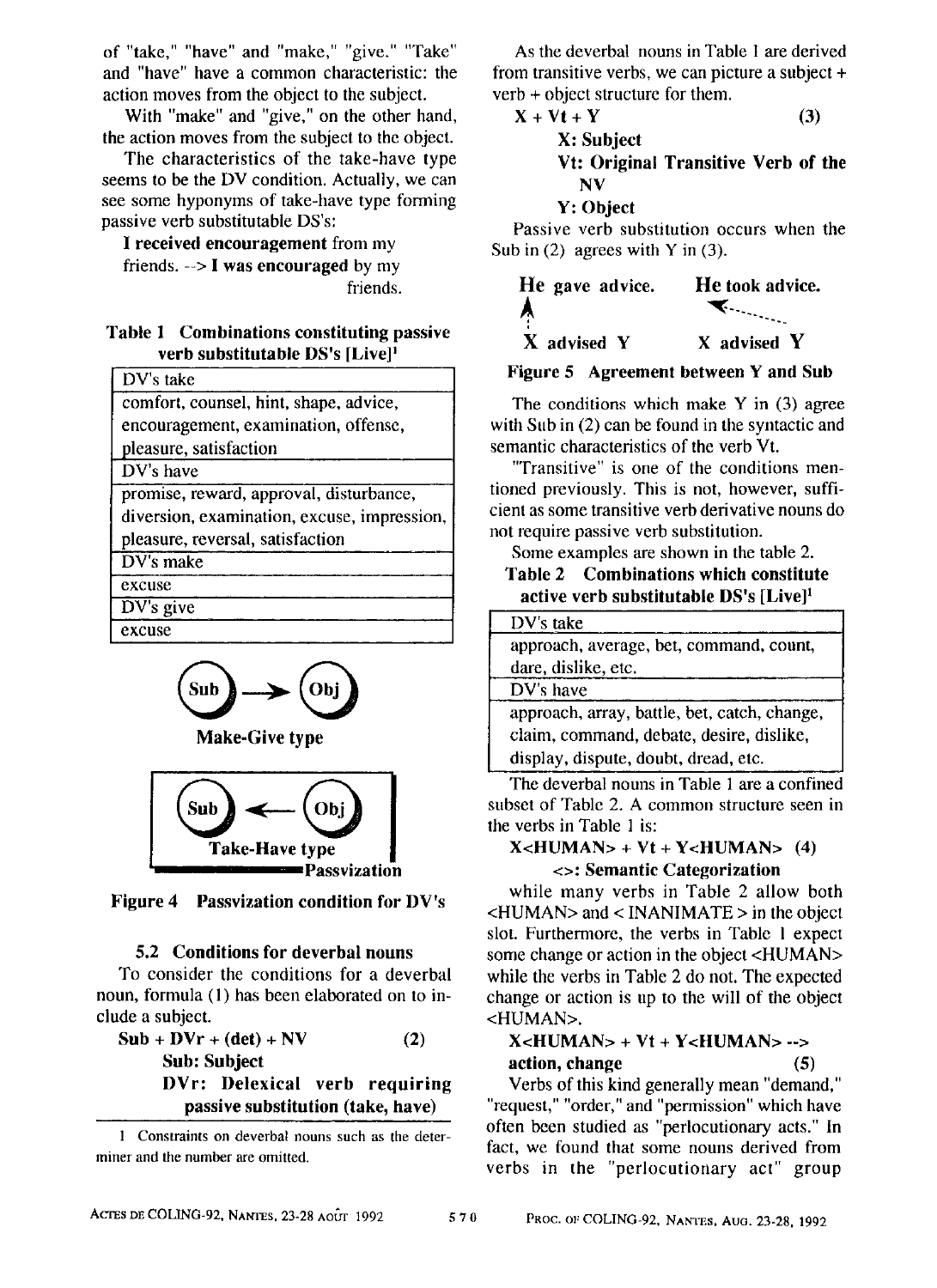of "take," "have" and "make," "give." "Take" and "have" have a common characteristic: the action moves from the object to the subject.

With "make" and "give," on the other hand, the action moves from the subject to the object.

The characteristics of the take-have type seems to be the DV condition. Actually, we can see some hyponyms of take-have type forming passive verb substitutable DS's:

**I received encouragement** from my friends. --> **I was encouraged** by my friends.

**Table 1 Combinations constituting passive verb substitutable DS's [Live][1]**

| DV's take |
|---|
| comfort, counsel, hint, shape, advice, encouragement, examination, offense, pleasure, satisfaction |
| DV's have |
| promise, reward, approval, disturbance, diversion, examination, excuse, impression, pleasure, reversal, satisfaction |
| DV's make |
| excuse |
| DV's give |
| excuse |

Sub → Obj

**Make-Give type**

Sub ← Obj

**Take-Have type**

**Passvization**

**Figure 4 Passvization condition for DV's**

### 5.2 Conditions for deverbal nouns

To consider the conditions for a deverbal noun, formula (1) has been elaborated on to include a subject.

**Sub + DVr + (det) + NV** (2)

**Sub: Subject**

**DVr: Delexical verb requiring passive substitution (take, have)**

1 Constraints on deverbal nouns such as the determiner and the number are omitted.

As the deverbal nouns in Table 1 are derived from transitive verbs, we can picture a subject + verb + object structure for them.

**X + Vt + Y** (3)

**X: Subject**

**Vt: Original Transitive Verb of the NV**

**Y: Object**

Passive verb substitution occurs when the Sub in (2) agrees with Y in (3).

| **He gave advice.** | **He took advice.** |
|---|---|
| **X advised Y** | **X advised Y** |

**Figure 5 Agreement between Y and Sub**

The conditions which make Y in (3) agree with Sub in (2) can be found in the syntactic and semantic characteristics of the verb Vt.

"Transitive" is one of the conditions mentioned previously. This is not, however, sufficient as some transitive verb derivative nouns do not require passive verb substitution.

Some examples are shown in the table 2.

**Table 2 Combinations which constitute active verb substitutable DS's [Live][1]**

| DV's take |
|---|
| approach, average, bet, command, count, dare, dislike, etc. |
| DV's have |
| approach, array, battle, bet, catch, change, claim, command, debate, desire, dislike, display, dispute, doubt, dread, etc. |

The deverbal nouns in Table 1 are a confined subset of Table 2. A common structure seen in the verbs in Table 1 is:

**X<HUMAN> + Vt + Y<HUMAN>** (4)

**<>: Semantic Categorization**

while many verbs in Table 2 allow both <HUMAN> and < INANIMATE > in the object slot. Furthermore, the verbs in Table 1 expect some change or action in the object <HUMAN> while the verbs in Table 2 do not. The expected change or action is up to the will of the object <HUMAN>.

**X<HUMAN> + Vt + Y<HUMAN> --> action, change** (5)

Verbs of this kind generally mean "demand," "request," "order," and "permission" which have often been studied as "perlocutionary acts." In fact, we found that some nouns derived from verbs in the "perlocutionary act" group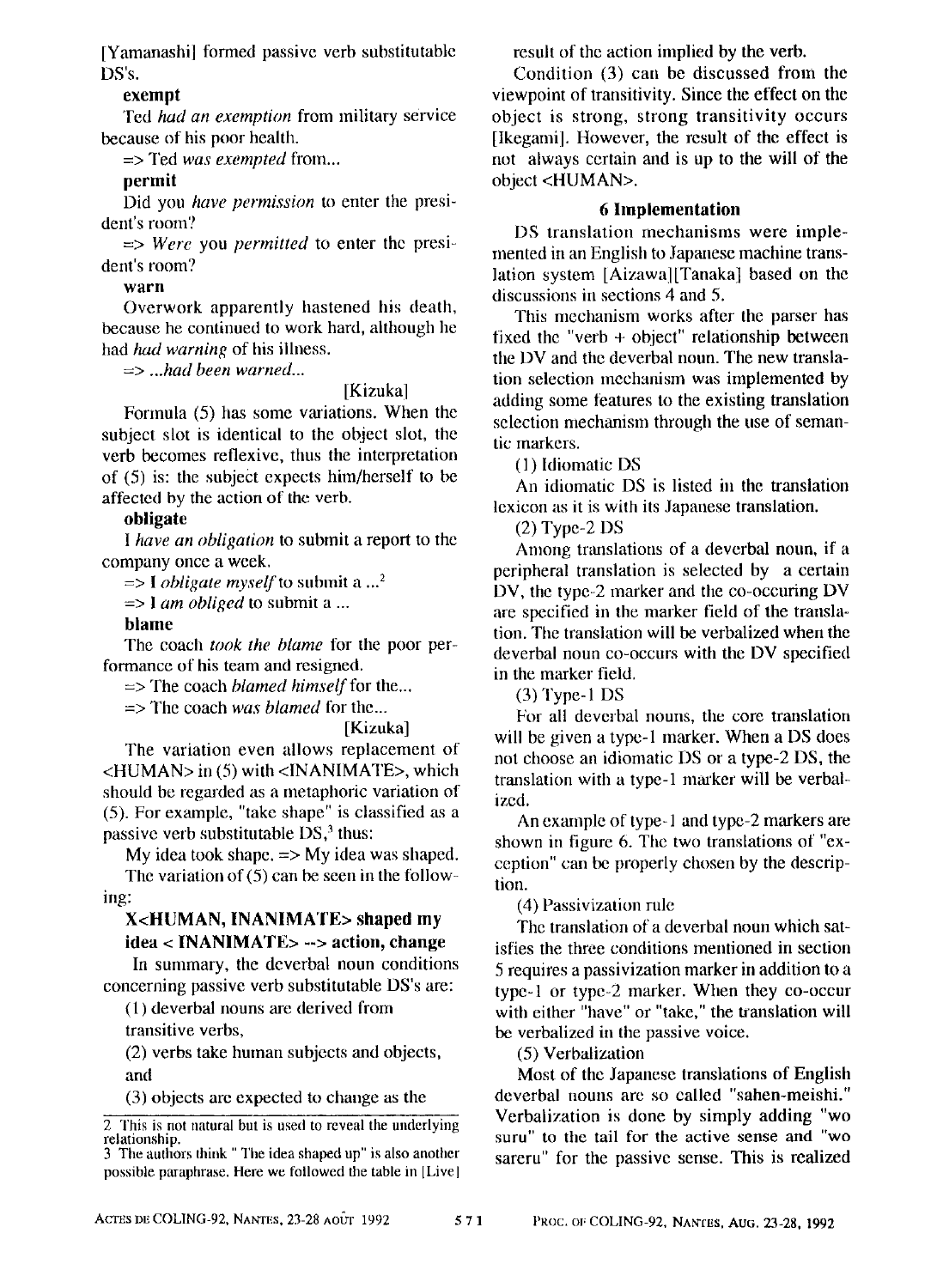[Yamanashi] formed passive verb substitutable DS's.

**exempt**

Ted *had an exemption* from military service because of his poor health.

=> Ted *was exempted* from...

**permit**

Did you *have permission* to enter the president's room?

=> *Were* you *permitted* to enter the president's room?

**warn**

Overwork apparently hastened his death, because he continued to work hard, although he had *had warning* of his illness.

=> ...*had been warned*...

[Kizuka]

Formula (5) has some variations. When the subject slot is identical to the object slot, the verb becomes reflexive, thus the interpretation of (5) is: the subject expects him/herself to be affected by the action of the verb.

**obligate**

I *have an obligation* to submit a report to the company once a week.

=> I *obligate myself* to submit a ...[2]

=> I *am obliged* to submit a ...

**blame**

The coach *took the blame* for the poor performance of his team and resigned.

=> The coach *blamed himself* for the...

=> The coach *was blamed* for the...

[Kizuka]

The variation even allows replacement of <HUMAN> in (5) with <INANIMATE>, which should be regarded as a metaphoric variation of (5). For example, "take shape" is classified as a passive verb substitutable DS,[3] thus:

My idea took shape. => My idea was shaped.

The variation of (5) can be seen in the following:

**X<HUMAN, INANIMATE> shaped my idea < INANIMATE> --> action, change**

In summary, the deverbal noun conditions concerning passive verb substitutable DS's are:

(1) deverbal nouns are derived from transitive verbs,

(2) verbs take human subjects and objects, and

(3) objects are expected to change as the result of the action implied by the verb.

Condition (3) can be discussed from the viewpoint of transitivity. Since the effect on the object is strong, strong transitivity occurs [Ikegami]. However, the result of the effect is not always certain and is up to the will of the object <HUMAN>.

## 6 Implementation

DS translation mechanisms were implemented in an English to Japanese machine translation system [Aizawa][Tanaka] based on the discussions in sections 4 and 5.

This mechanism works after the parser has fixed the "verb + object" relationship between the DV and the deverbal noun. The new translation selection mechanism was implemented by adding some features to the existing translation selection mechanism through the use of semantic markers.

(1) Idiomatic DS

An idiomatic DS is listed in the translation lexicon as it is with its Japanese translation.

(2) Type-2 DS

Among translations of a deverbal noun, if a peripheral translation is selected by a certain DV, the type-2 marker and the co-occuring DV are specified in the marker field of the translation. The translation will be verbalized when the deverbal noun co-occurs with the DV specified in the marker field.

(3) Type-1 DS

For all deverbal nouns, the core translation will be given a type-1 marker. When a DS does not choose an idiomatic DS or a type-2 DS, the translation with a type-1 marker will be verbalized.

An example of type-1 and type-2 markers are shown in figure 6. The two translations of "exception" can be properly chosen by the description.

(4) Passivization rule

The translation of a deverbal noun which satisfies the three conditions mentioned in section 5 requires a passivization marker in addition to a type-1 or type-2 marker. When they co-occur with either "have" or "take," the translation will be verbalized in the passive voice.

(5) Verbalization

Most of the Japanese translations of English deverbal nouns are so called "sahen-meishi." Verbalization is done by simply adding "wo suru" to the tail for the active sense and "wo sareru" for the passive sense. This is realized

---

2 This is not natural but is used to reveal the underlying relationship.

3 The authors think " The idea shaped up" is also another possible paraphrase. Here we followed the table in [Live]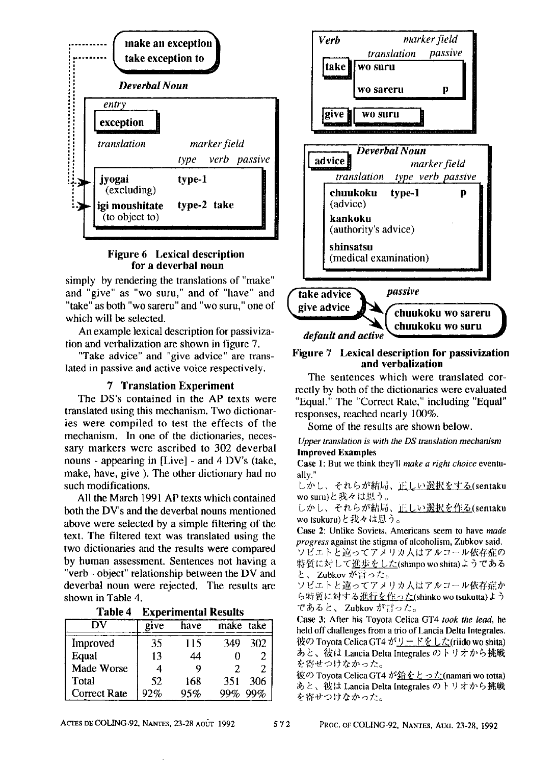make an exception
take exception to

*Deverbal Noun*

| *entry* | | | |
|---|---|---|---|
| **exception** | | | |
| *translation* | *marker field* | | |
| | *type* | *verb* | *passive* |
| **jyogai** (excluding) | **type-1** | | |
| **igi moushitate** (to object to) | **type-2** | **take** | |

**Figure 6 Lexical description for a deverbal noun**

simply by rendering the translations of "make" and "give" as "wo suru," and of "have" and "take" as both "wo sareru" and "wo suru," one of which will be selected.

An example lexical description for passivization and verbalization are shown in figure 7.

"Take advice" and "give advice" are translated in passive and active voice respectively.

## 7 Translation Experiment

The DS's contained in the AP texts were translated using this mechanism. Two dictionaries were compiled to test the effects of the mechanism. In one of the dictionaries, necessary markers were ascribed to 302 deverbal nouns - appearing in [Live] - and 4 DV's (take, make, have, give ). The other dictionary had no such modifications.

All the March 1991 AP texts which contained both the DV's and the deverbal nouns mentioned above were selected by a simple filtering of the text. The filtered text was translated using the two dictionaries and the results were compared by human assessment. Sentences not having a "verb - object" relationship between the DV and deverbal noun were rejected. The results are shown in Table 4.

**Table 4 Experimental Results**

| DV | give | have | make | take |
|---|---|---|---|---|
| Improved | 35 | 115 | 349 | 302 |
| Equal | 13 | 44 | 0 | 2 |
| Made Worse | 4 | 9 | 2 | 2 |
| Total | 52 | 168 | 351 | 306 |
| Correct Rate | 92% | 95% | 99% | 99% |

| *Verb* | *marker field* | |
|---|---|---|
| | *translation* | *passive* |
| **take** | **wo suru** | |
| | **wo sareru** | **p** |
| **give** | **wo suru** | |

*Deverbal Noun*

| **advice** | *marker field* | | |
|---|---|---|---|
| *translation* | *type* | *verb* | *passive* |
| **chuukoku** (advice) | **type-1** | | **p** |
| **kankoku** (authority's advice) | | | |
| **shinsatsu** (medical examination) | | | |

**take advice** → *passive* → **chuukoku wo sareru**
**give advice** → *default and active* → **chuukoku wo suru**

**Figure 7 Lexical description for passivization and verbalization**

The sentences which were translated correctly by both of the dictionaries were evaluated "Equal." The "Correct Rate," including "Equal" responses, reached nearly 100%.

Some of the results are shown below.

*Upper translation is with the DS translation mechanism*

**Improved Examples**

**Case 1**: But we think they'll *make a right choice* eventually."

しかし、それらが結局、正しい選択をする(sentaku wo suru)と我々は思う。

しかし、それらが結局、正しい選択を作る(sentaku wo tsukuru)と我々は思う。

**Case 2**: Unlike Soviets, Americans seem to have *made progress* against the stigma of alcoholism, Zubkov said.

ソビエトと違ってアメリカ人はアルコール依存症の特質に対して進歩をした(shinpo wo shita)ようであると、Zubkov が言った。

ソビエトと違ってアメリカ人はアルコール依存症から特質に対する進行を作った(shinko wo tsukutta)ようであると、Zubkov が言った。

**Case 3**: After his Toyota Celica GT4 *took the lead*, he held off challenges from a trio of Lancia Delta Integrales.

彼の Toyota Celica GT4 がリードをした(riido wo shita)あと、彼は Lancia Delta Integrales のトリオから挑戦を寄せつけなかった。

彼の Toyota Celica GT4 が鉛をとった(namari wo totta)あと、彼は Lancia Delta Integrales のトリオから挑戦を寄せつけなかった。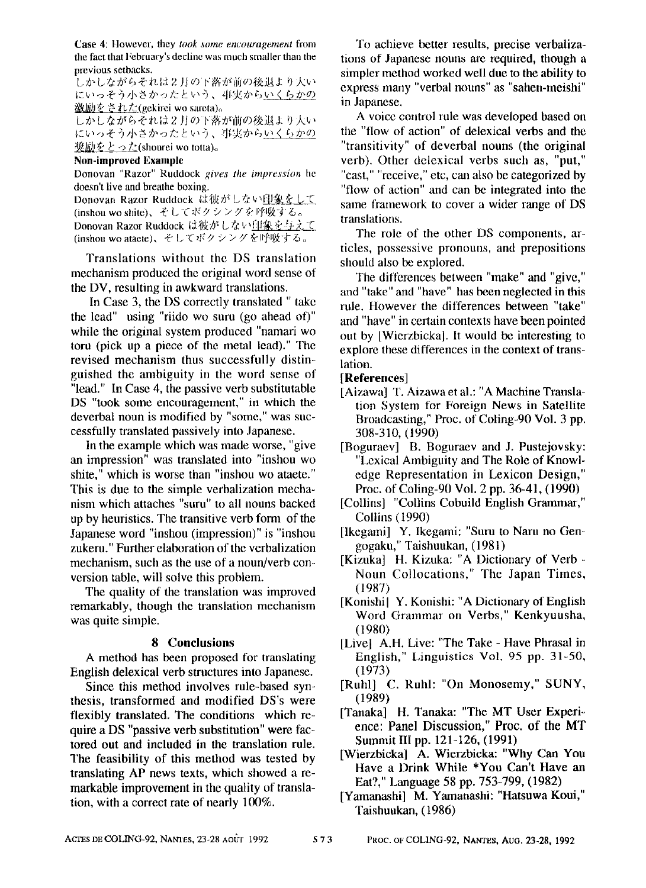Case 4: However, they *took some encouragement* from the fact that February's decline was much smaller than the previous setbacks.

しかしながらそれは２月の下落が前の後退より大いにいっそう小さかったという、事実からいくらかの激励をされた(gekirei wo sareta)。

しかしながらそれは２月の下落が前の後退より大いにいっそう小さかったという、事実からいくらかの奨励をとった(shourei wo totta)。

**Non-improved Example**

Donovan "Razor" Ruddock *gives the impression* he doesn't live and breathe boxing.

Donovan Razor Ruddock は彼がしない印象をして(inshou wo shite)、そしてボクシングを呼吸する。

Donovan Razor Ruddock は彼がしない印象を与えて(inshou wo ataete)、そしてボクシングを呼吸する。

Translations without the DS translation mechanism produced the original word sense of the DV, resulting in awkward translations.

In Case 3, the DS correctly translated " take the lead" using "riido wo suru (go ahead of)" while the original system produced "namari wo toru (pick up a piece of the metal lead)." The revised mechanism thus successfully distinguished the ambiguity in the word sense of "lead." In Case 4, the passive verb substitutable DS "took some encouragement," in which the deverbal noun is modified by "some," was successfully translated passively into Japanese.

In the example which was made worse, "give an impression" was translated into "inshou wo shite," which is worse than "inshou wo ataete." This is due to the simple verbalization mechanism which attaches "suru" to all nouns backed up by heuristics. The transitive verb form of the Japanese word "inshou (impression)" is "inshou zukeru." Further elaboration of the verbalization mechanism, such as the use of a noun/verb conversion table, will solve this problem.

The quality of the translation was improved remarkably, though the translation mechanism was quite simple.

## 8 Conclusions

A method has been proposed for translating English delexical verb structures into Japanese.

Since this method involves rule-based synthesis, transformed and modified DS's were flexibly translated. The conditions which require a DS "passive verb substitution" were factored out and included in the translation rule. The feasibility of this method was tested by translating AP news texts, which showed a remarkable improvement in the quality of translation, with a correct rate of nearly 100%.

To achieve better results, precise verbalizations of Japanese nouns are required, though a simpler method worked well due to the ability to express many "verbal nouns" as "sahen-meishi" in Japanese.

A voice control rule was developed based on the "flow of action" of delexical verbs and the "transitivity" of deverbal nouns (the original verb). Other delexical verbs such as, "put," "cast," "receive," etc, can also be categorized by "flow of action" and can be integrated into the same framework to cover a wider range of DS translations.

The role of the other DS components, articles, possessive pronouns, and prepositions should also be explored.

The differences between "make" and "give," and "take" and "have" has been neglected in this rule. However the differences between "take" and "have" in certain contexts have been pointed out by [Wierzbicka]. It would be interesting to explore these differences in the context of translation.

**[References]**

[Aizawa] T. Aizawa et al.: "A Machine Translation System for Foreign News in Satellite Broadcasting," Proc. of Coling-90 Vol. 3 pp. 308-310, (1990)

[Boguraev] B. Boguraev and J. Pustejovsky: "Lexical Ambiguity and The Role of Knowledge Representation in Lexicon Design," Proc. of Coling-90 Vol. 2 pp. 36-41, (1990)

[Collins] "Collins Cobuild English Grammar," Collins (1990)

[Ikegami] Y. Ikegami: "Suru to Naru no Gengogaku," Taishuukan, (1981)

[Kizuka] H. Kizuka: "A Dictionary of Verb - Noun Collocations," The Japan Times, (1987)

[Konishi] Y. Konishi: "A Dictionary of English Word Grammar on Verbs," Kenkyuusha, (1980)

[Live] A.H. Live: "The Take - Have Phrasal in English," Linguistics Vol. 95 pp. 31-50, (1973)

[Ruhl] C. Ruhl: "On Monosemy," SUNY, (1989)

[Tanaka] H. Tanaka: "The MT User Experience: Panel Discussion," Proc. of the MT Summit III pp. 121-126, (1991)

[Wierzbicka] A. Wierzbicka: "Why Can You Have a Drink While *You Can't Have an Eat?," Language 58 pp. 753-799, (1982)

[Yamanashi] M. Yamanashi: "Hatsuwa Koui," Taishuukan, (1986)